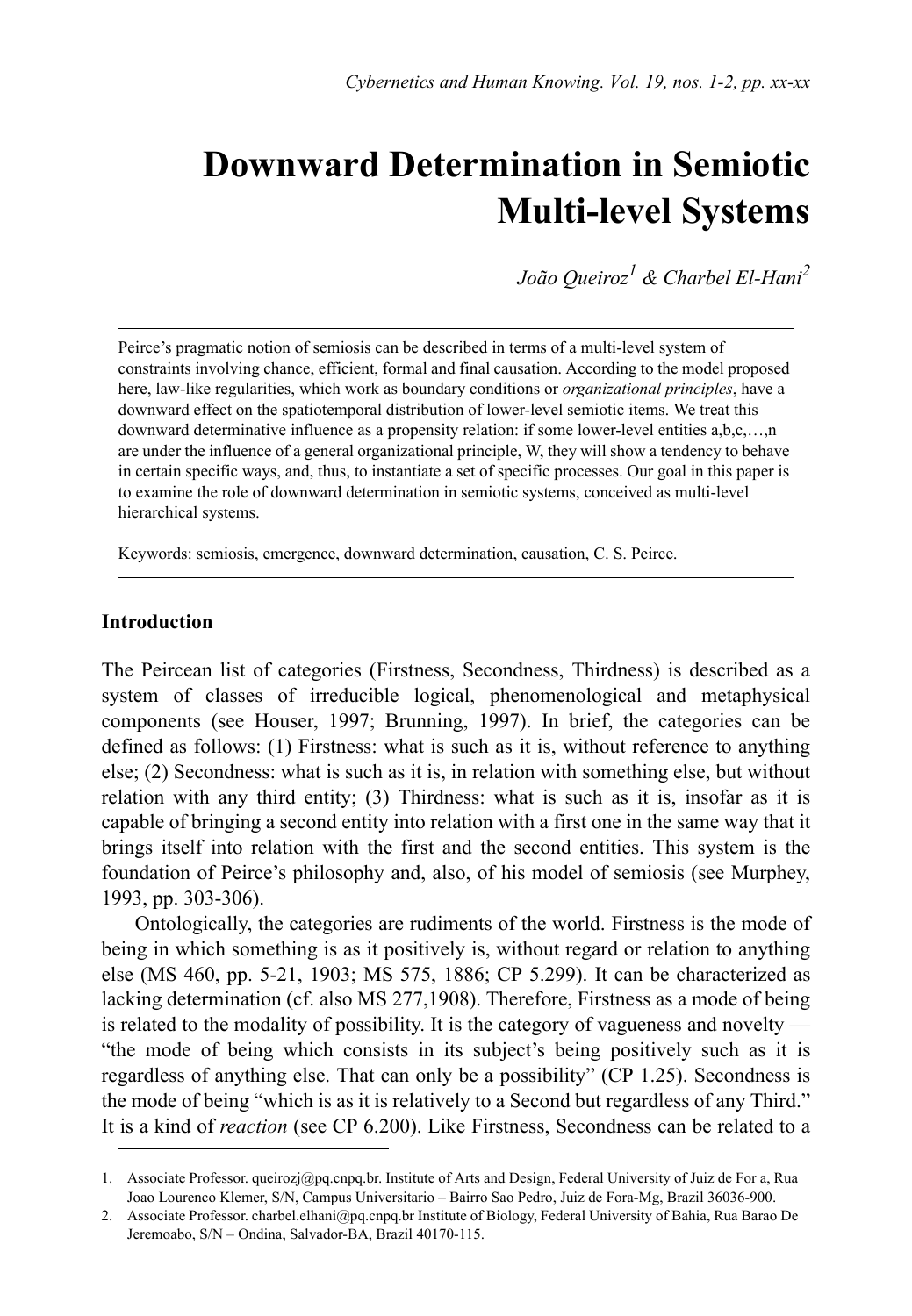# Downward Determination in Semiotic Multi-level Systems

*João Queiroz*[1] *& Charbel El-Hani*[2]

Peirce's pragmatic notion of semiosis can be described in terms of a multi-level system of constraints involving chance, efficient, formal and final causation. According to the model proposed here, law-like regularities, which work as boundary conditions or *organizational principles*, have a downward effect on the spatiotemporal distribution of lower-level semiotic items. We treat this downward determinative influence as a propensity relation: if some lower-level entities a,b,c,…,n are under the influence of a general organizational principle, W, they will show a tendency to behave in certain specific ways, and, thus, to instantiate a set of specific processes. Our goal in this paper is to examine the role of downward determination in semiotic systems, conceived as multi-level hierarchical systems.

Keywords: semiosis, emergence, downward determination, causation, C. S. Peirce.

## Introduction

The Peircean list of categories (Firstness, Secondness, Thirdness) is described as a system of classes of irreducible logical, phenomenological and metaphysical components (see Houser, 1997; Brunning, 1997). In brief, the categories can be defined as follows: (1) Firstness: what is such as it is, without reference to anything else; (2) Secondness: what is such as it is, in relation with something else, but without relation with any third entity; (3) Thirdness: what is such as it is, insofar as it is capable of bringing a second entity into relation with a first one in the same way that it brings itself into relation with the first and the second entities. This system is the foundation of Peirce's philosophy and, also, of his model of semiosis (see Murphey, 1993, pp. 303-306).

Ontologically, the categories are rudiments of the world. Firstness is the mode of being in which something is as it positively is, without regard or relation to anything else (MS 460, pp. 5-21, 1903; MS 575, 1886; CP 5.299). It can be characterized as lacking determination (cf. also MS 277,1908). Therefore, Firstness as a mode of being is related to the modality of possibility. It is the category of vagueness and novelty — "the mode of being which consists in its subject's being positively such as it is regardless of anything else. That can only be a possibility" (CP 1.25). Secondness is the mode of being "which is as it is relatively to a Second but regardless of any Third." It is a kind of *reaction* (see CP 6.200). Like Firstness, Secondness can be related to a

---

1. Associate Professor. queirozj@pq.cnpq.br. Institute of Arts and Design, Federal University of Juiz de For a, Rua Joao Lourenco Klemer, S/N, Campus Universitario – Bairro Sao Pedro, Juiz de Fora-Mg, Brazil 36036-900.
2. Associate Professor. charbel.elhani@pq.cnpq.br Institute of Biology, Federal University of Bahia, Rua Barao De Jeremoabo, S/N – Ondina, Salvador-BA, Brazil 40170-115.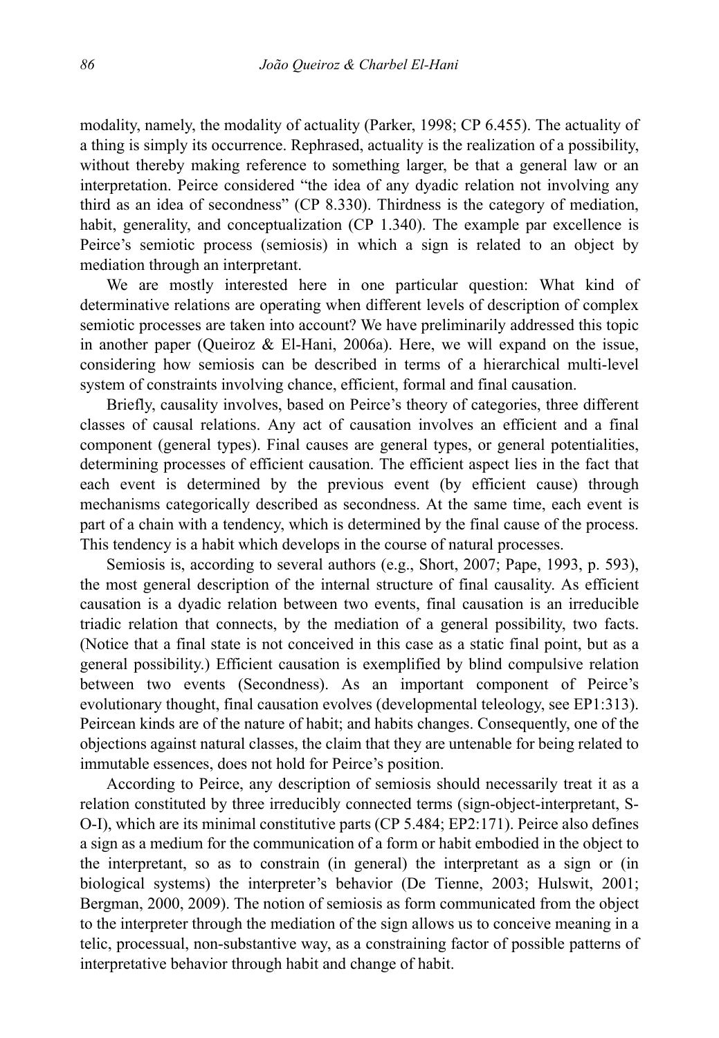modality, namely, the modality of actuality (Parker, 1998; CP 6.455). The actuality of a thing is simply its occurrence. Rephrased, actuality is the realization of a possibility, without thereby making reference to something larger, be that a general law or an interpretation. Peirce considered "the idea of any dyadic relation not involving any third as an idea of secondness" (CP 8.330). Thirdness is the category of mediation, habit, generality, and conceptualization (CP 1.340). The example par excellence is Peirce's semiotic process (semiosis) in which a sign is related to an object by mediation through an interpretant.

We are mostly interested here in one particular question: What kind of determinative relations are operating when different levels of description of complex semiotic processes are taken into account? We have preliminarily addressed this topic in another paper (Queiroz & El-Hani, 2006a). Here, we will expand on the issue, considering how semiosis can be described in terms of a hierarchical multi-level system of constraints involving chance, efficient, formal and final causation.

Briefly, causality involves, based on Peirce's theory of categories, three different classes of causal relations. Any act of causation involves an efficient and a final component (general types). Final causes are general types, or general potentialities, determining processes of efficient causation. The efficient aspect lies in the fact that each event is determined by the previous event (by efficient cause) through mechanisms categorically described as secondness. At the same time, each event is part of a chain with a tendency, which is determined by the final cause of the process. This tendency is a habit which develops in the course of natural processes.

Semiosis is, according to several authors (e.g., Short, 2007; Pape, 1993, p. 593), the most general description of the internal structure of final causality. As efficient causation is a dyadic relation between two events, final causation is an irreducible triadic relation that connects, by the mediation of a general possibility, two facts. (Notice that a final state is not conceived in this case as a static final point, but as a general possibility.) Efficient causation is exemplified by blind compulsive relation between two events (Secondness). As an important component of Peirce's evolutionary thought, final causation evolves (developmental teleology, see EP1:313). Peircean kinds are of the nature of habit; and habits changes. Consequently, one of the objections against natural classes, the claim that they are untenable for being related to immutable essences, does not hold for Peirce's position.

According to Peirce, any description of semiosis should necessarily treat it as a relation constituted by three irreducibly connected terms (sign-object-interpretant, S-O-I), which are its minimal constitutive parts (CP 5.484; EP2:171). Peirce also defines a sign as a medium for the communication of a form or habit embodied in the object to the interpretant, so as to constrain (in general) the interpretant as a sign or (in biological systems) the interpreter's behavior (De Tienne, 2003; Hulswit, 2001; Bergman, 2000, 2009). The notion of semiosis as form communicated from the object to the interpreter through the mediation of the sign allows us to conceive meaning in a telic, processual, non-substantive way, as a constraining factor of possible patterns of interpretative behavior through habit and change of habit.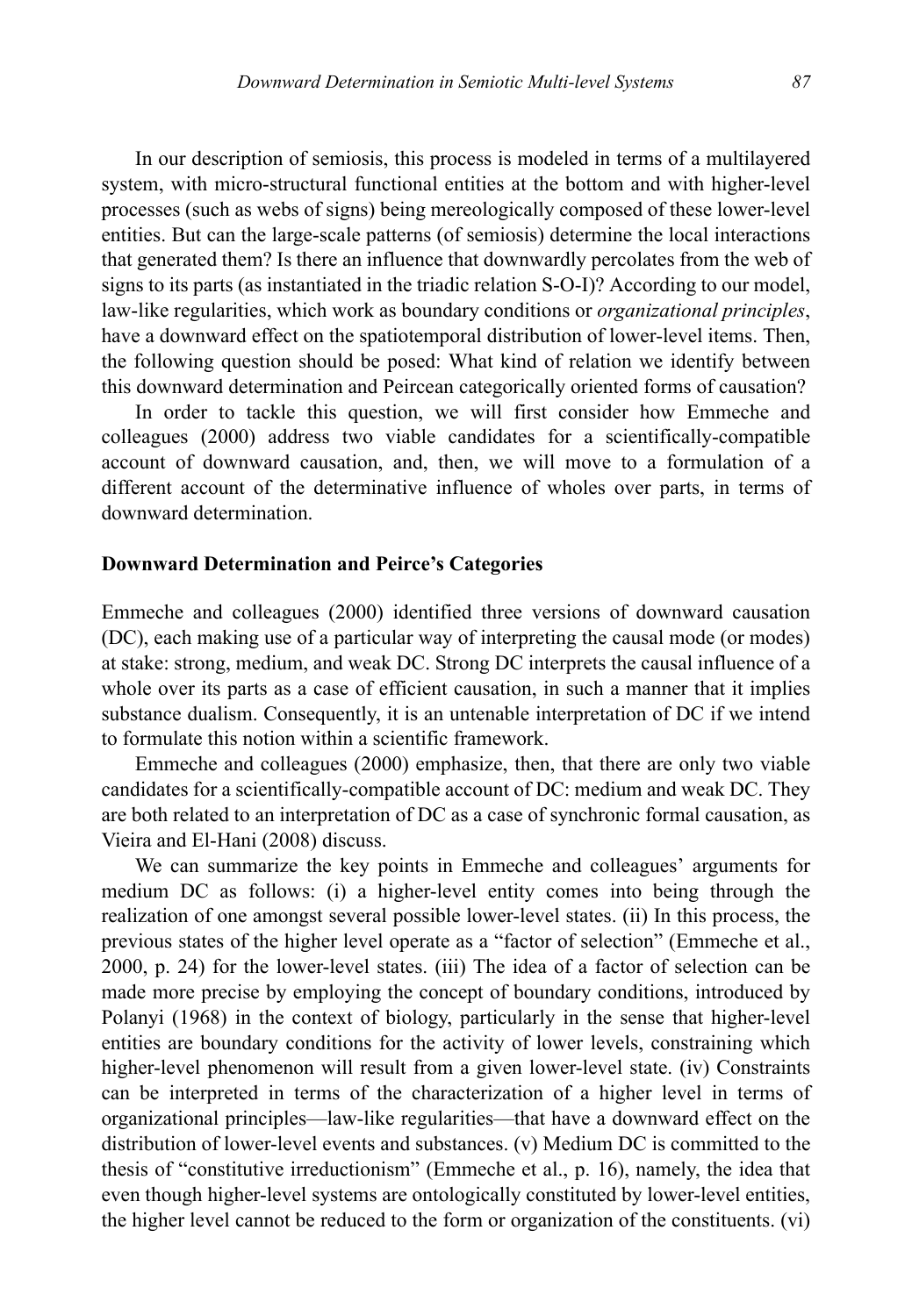In our description of semiosis, this process is modeled in terms of a multilayered system, with micro-structural functional entities at the bottom and with higher-level processes (such as webs of signs) being mereologically composed of these lower-level entities. But can the large-scale patterns (of semiosis) determine the local interactions that generated them? Is there an influence that downwardly percolates from the web of signs to its parts (as instantiated in the triadic relation S-O-I)? According to our model, law-like regularities, which work as boundary conditions or *organizational principles*, have a downward effect on the spatiotemporal distribution of lower-level items. Then, the following question should be posed: What kind of relation we identify between this downward determination and Peircean categorically oriented forms of causation?

In order to tackle this question, we will first consider how Emmeche and colleagues (2000) address two viable candidates for a scientifically-compatible account of downward causation, and, then, we will move to a formulation of a different account of the determinative influence of wholes over parts, in terms of downward determination.

## Downward Determination and Peirce's Categories

Emmeche and colleagues (2000) identified three versions of downward causation (DC), each making use of a particular way of interpreting the causal mode (or modes) at stake: strong, medium, and weak DC. Strong DC interprets the causal influence of a whole over its parts as a case of efficient causation, in such a manner that it implies substance dualism. Consequently, it is an untenable interpretation of DC if we intend to formulate this notion within a scientific framework.

Emmeche and colleagues (2000) emphasize, then, that there are only two viable candidates for a scientifically-compatible account of DC: medium and weak DC. They are both related to an interpretation of DC as a case of synchronic formal causation, as Vieira and El-Hani (2008) discuss.

We can summarize the key points in Emmeche and colleagues' arguments for medium DC as follows: (i) a higher-level entity comes into being through the realization of one amongst several possible lower-level states. (ii) In this process, the previous states of the higher level operate as a "factor of selection" (Emmeche et al., 2000, p. 24) for the lower-level states. (iii) The idea of a factor of selection can be made more precise by employing the concept of boundary conditions, introduced by Polanyi (1968) in the context of biology, particularly in the sense that higher-level entities are boundary conditions for the activity of lower levels, constraining which higher-level phenomenon will result from a given lower-level state. (iv) Constraints can be interpreted in terms of the characterization of a higher level in terms of organizational principles—law-like regularities—that have a downward effect on the distribution of lower-level events and substances. (v) Medium DC is committed to the thesis of "constitutive irreductionism" (Emmeche et al., p. 16), namely, the idea that even though higher-level systems are ontologically constituted by lower-level entities, the higher level cannot be reduced to the form or organization of the constituents. (vi)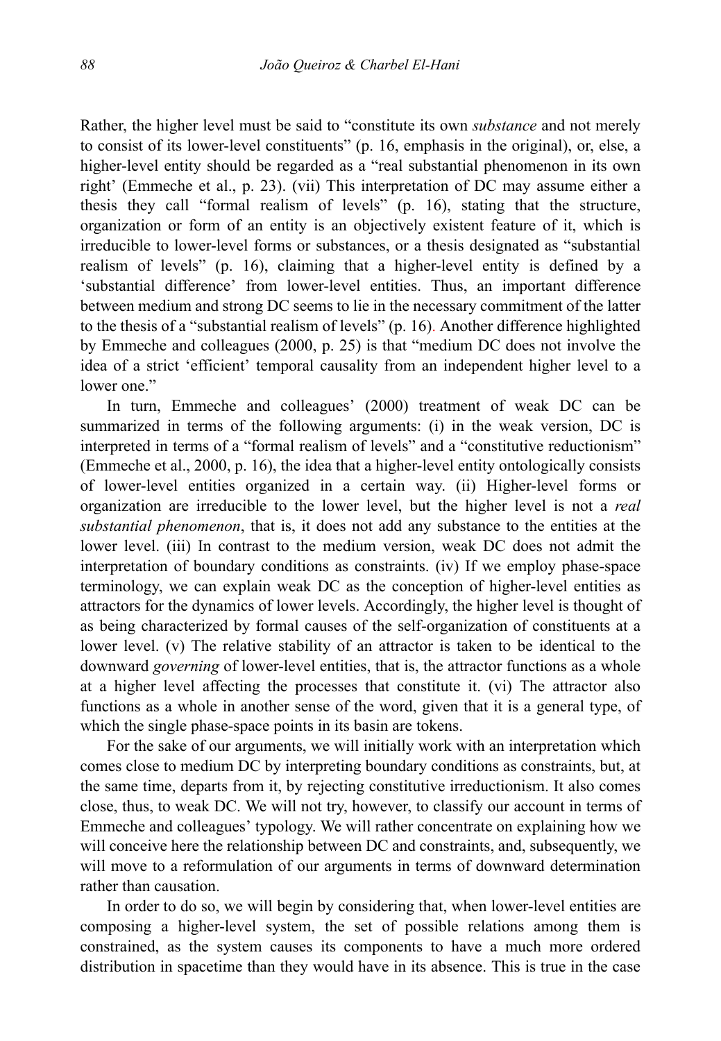Rather, the higher level must be said to "constitute its own *substance* and not merely to consist of its lower-level constituents" (p. 16, emphasis in the original), or, else, a higher-level entity should be regarded as a "real substantial phenomenon in its own right' (Emmeche et al., p. 23). (vii) This interpretation of DC may assume either a thesis they call "formal realism of levels" (p. 16), stating that the structure, organization or form of an entity is an objectively existent feature of it, which is irreducible to lower-level forms or substances, or a thesis designated as "substantial realism of levels" (p. 16), claiming that a higher-level entity is defined by a 'substantial difference' from lower-level entities. Thus, an important difference between medium and strong DC seems to lie in the necessary commitment of the latter to the thesis of a "substantial realism of levels" (p. 16). Another difference highlighted by Emmeche and colleagues (2000, p. 25) is that "medium DC does not involve the idea of a strict 'efficient' temporal causality from an independent higher level to a lower one."

In turn, Emmeche and colleagues' (2000) treatment of weak DC can be summarized in terms of the following arguments: (i) in the weak version, DC is interpreted in terms of a "formal realism of levels" and a "constitutive reductionism" (Emmeche et al., 2000, p. 16), the idea that a higher-level entity ontologically consists of lower-level entities organized in a certain way. (ii) Higher-level forms or organization are irreducible to the lower level, but the higher level is not a *real substantial phenomenon*, that is, it does not add any substance to the entities at the lower level. (iii) In contrast to the medium version, weak DC does not admit the interpretation of boundary conditions as constraints. (iv) If we employ phase-space terminology, we can explain weak DC as the conception of higher-level entities as attractors for the dynamics of lower levels. Accordingly, the higher level is thought of as being characterized by formal causes of the self-organization of constituents at a lower level. (v) The relative stability of an attractor is taken to be identical to the downward *governing* of lower-level entities, that is, the attractor functions as a whole at a higher level affecting the processes that constitute it. (vi) The attractor also functions as a whole in another sense of the word, given that it is a general type, of which the single phase-space points in its basin are tokens.

For the sake of our arguments, we will initially work with an interpretation which comes close to medium DC by interpreting boundary conditions as constraints, but, at the same time, departs from it, by rejecting constitutive irreductionism. It also comes close, thus, to weak DC. We will not try, however, to classify our account in terms of Emmeche and colleagues' typology. We will rather concentrate on explaining how we will conceive here the relationship between DC and constraints, and, subsequently, we will move to a reformulation of our arguments in terms of downward determination rather than causation.

In order to do so, we will begin by considering that, when lower-level entities are composing a higher-level system, the set of possible relations among them is constrained, as the system causes its components to have a much more ordered distribution in spacetime than they would have in its absence. This is true in the case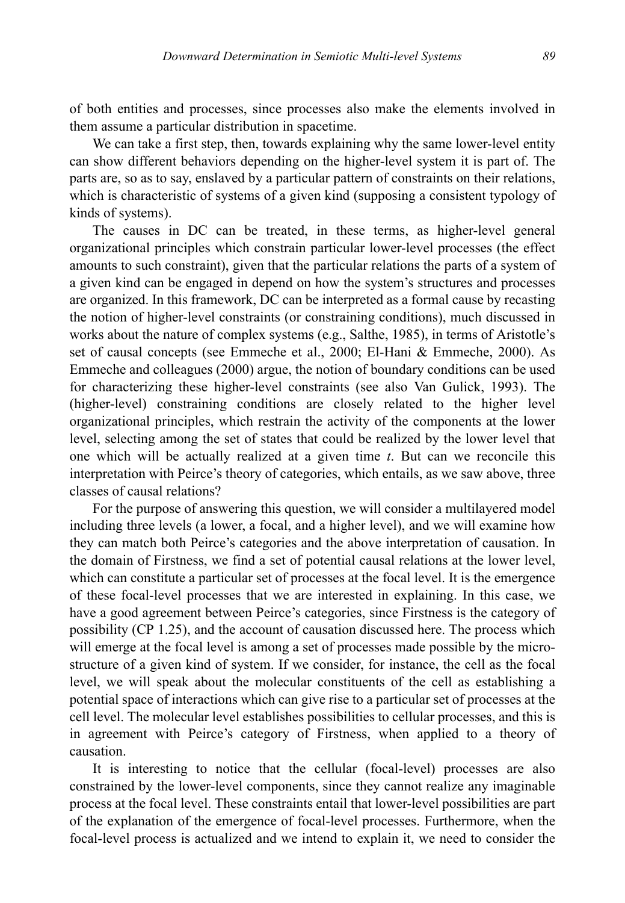of both entities and processes, since processes also make the elements involved in them assume a particular distribution in spacetime.

We can take a first step, then, towards explaining why the same lower-level entity can show different behaviors depending on the higher-level system it is part of. The parts are, so as to say, enslaved by a particular pattern of constraints on their relations, which is characteristic of systems of a given kind (supposing a consistent typology of kinds of systems).

The causes in DC can be treated, in these terms, as higher-level general organizational principles which constrain particular lower-level processes (the effect amounts to such constraint), given that the particular relations the parts of a system of a given kind can be engaged in depend on how the system's structures and processes are organized. In this framework, DC can be interpreted as a formal cause by recasting the notion of higher-level constraints (or constraining conditions), much discussed in works about the nature of complex systems (e.g., Salthe, 1985), in terms of Aristotle's set of causal concepts (see Emmeche et al., 2000; El-Hani & Emmeche, 2000). As Emmeche and colleagues (2000) argue, the notion of boundary conditions can be used for characterizing these higher-level constraints (see also Van Gulick, 1993). The (higher-level) constraining conditions are closely related to the higher level organizational principles, which restrain the activity of the components at the lower level, selecting among the set of states that could be realized by the lower level that one which will be actually realized at a given time *t*. But can we reconcile this interpretation with Peirce's theory of categories, which entails, as we saw above, three classes of causal relations?

For the purpose of answering this question, we will consider a multilayered model including three levels (a lower, a focal, and a higher level), and we will examine how they can match both Peirce's categories and the above interpretation of causation. In the domain of Firstness, we find a set of potential causal relations at the lower level, which can constitute a particular set of processes at the focal level. It is the emergence of these focal-level processes that we are interested in explaining. In this case, we have a good agreement between Peirce's categories, since Firstness is the category of possibility (CP 1.25), and the account of causation discussed here. The process which will emerge at the focal level is among a set of processes made possible by the micro-structure of a given kind of system. If we consider, for instance, the cell as the focal level, we will speak about the molecular constituents of the cell as establishing a potential space of interactions which can give rise to a particular set of processes at the cell level. The molecular level establishes possibilities to cellular processes, and this is in agreement with Peirce's category of Firstness, when applied to a theory of causation.

It is interesting to notice that the cellular (focal-level) processes are also constrained by the lower-level components, since they cannot realize any imaginable process at the focal level. These constraints entail that lower-level possibilities are part of the explanation of the emergence of focal-level processes. Furthermore, when the focal-level process is actualized and we intend to explain it, we need to consider the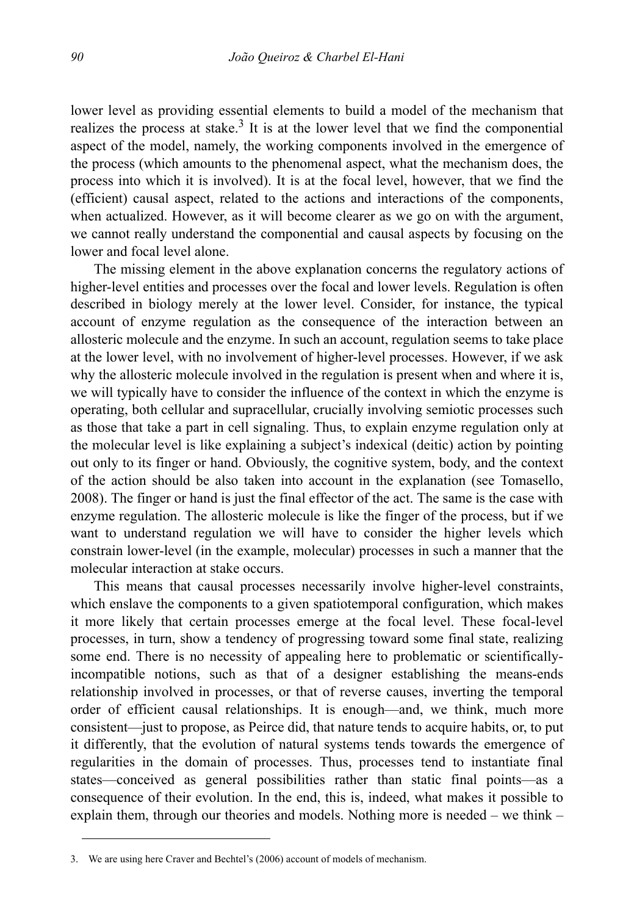lower level as providing essential elements to build a model of the mechanism that realizes the process at stake.[3] It is at the lower level that we find the componential aspect of the model, namely, the working components involved in the emergence of the process (which amounts to the phenomenal aspect, what the mechanism does, the process into which it is involved). It is at the focal level, however, that we find the (efficient) causal aspect, related to the actions and interactions of the components, when actualized. However, as it will become clearer as we go on with the argument, we cannot really understand the componential and causal aspects by focusing on the lower and focal level alone.

The missing element in the above explanation concerns the regulatory actions of higher-level entities and processes over the focal and lower levels. Regulation is often described in biology merely at the lower level. Consider, for instance, the typical account of enzyme regulation as the consequence of the interaction between an allosteric molecule and the enzyme. In such an account, regulation seems to take place at the lower level, with no involvement of higher-level processes. However, if we ask why the allosteric molecule involved in the regulation is present when and where it is, we will typically have to consider the influence of the context in which the enzyme is operating, both cellular and supracellular, crucially involving semiotic processes such as those that take a part in cell signaling. Thus, to explain enzyme regulation only at the molecular level is like explaining a subject's indexical (deitic) action by pointing out only to its finger or hand. Obviously, the cognitive system, body, and the context of the action should be also taken into account in the explanation (see Tomasello, 2008). The finger or hand is just the final effector of the act. The same is the case with enzyme regulation. The allosteric molecule is like the finger of the process, but if we want to understand regulation we will have to consider the higher levels which constrain lower-level (in the example, molecular) processes in such a manner that the molecular interaction at stake occurs.

This means that causal processes necessarily involve higher-level constraints, which enslave the components to a given spatiotemporal configuration, which makes it more likely that certain processes emerge at the focal level. These focal-level processes, in turn, show a tendency of progressing toward some final state, realizing some end. There is no necessity of appealing here to problematic or scientifically-incompatible notions, such as that of a designer establishing the means-ends relationship involved in processes, or that of reverse causes, inverting the temporal order of efficient causal relationships. It is enough—and, we think, much more consistent—just to propose, as Peirce did, that nature tends to acquire habits, or, to put it differently, that the evolution of natural systems tends towards the emergence of regularities in the domain of processes. Thus, processes tend to instantiate final states—conceived as general possibilities rather than static final points—as a consequence of their evolution. In the end, this is, indeed, what makes it possible to explain them, through our theories and models. Nothing more is needed – we think –

3. We are using here Craver and Bechtel's (2006) account of models of mechanism.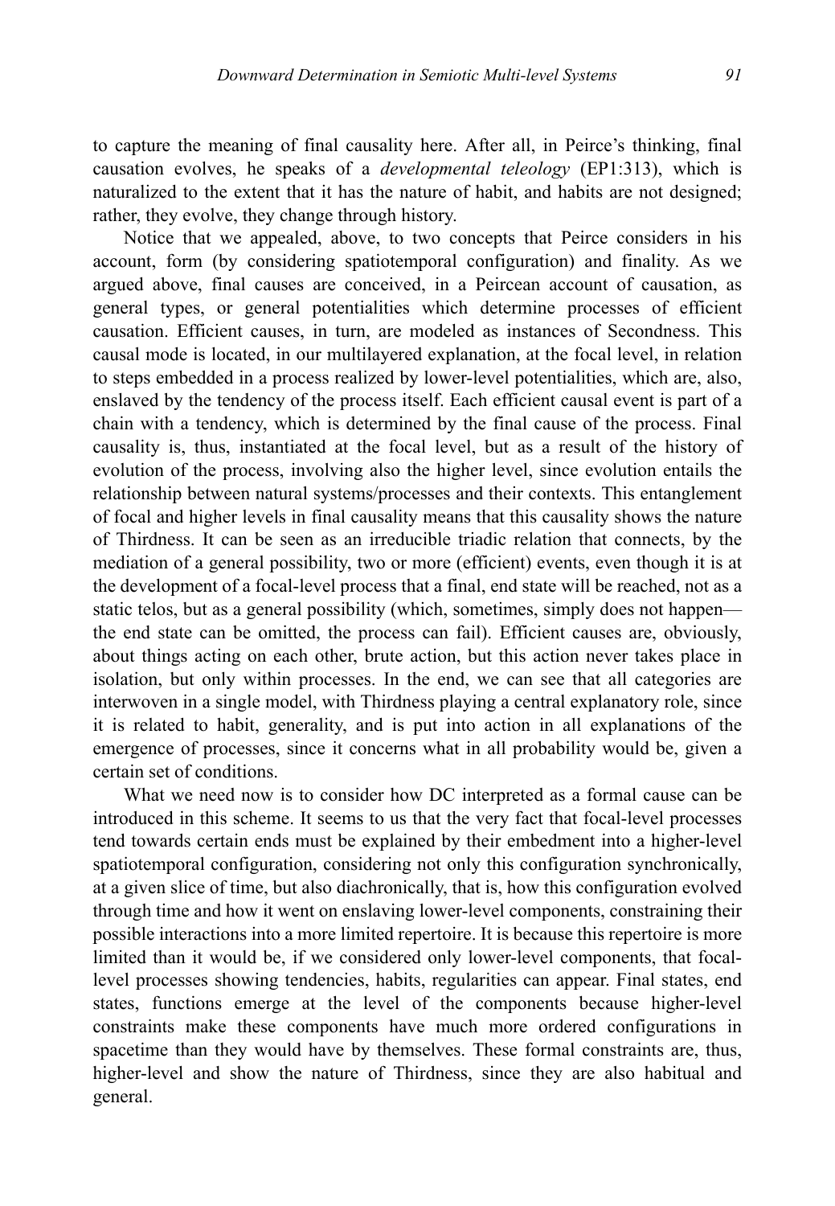to capture the meaning of final causality here. After all, in Peirce's thinking, final causation evolves, he speaks of a *developmental teleology* (EP1:313), which is naturalized to the extent that it has the nature of habit, and habits are not designed; rather, they evolve, they change through history.

Notice that we appealed, above, to two concepts that Peirce considers in his account, form (by considering spatiotemporal configuration) and finality. As we argued above, final causes are conceived, in a Peircean account of causation, as general types, or general potentialities which determine processes of efficient causation. Efficient causes, in turn, are modeled as instances of Secondness. This causal mode is located, in our multilayered explanation, at the focal level, in relation to steps embedded in a process realized by lower-level potentialities, which are, also, enslaved by the tendency of the process itself. Each efficient causal event is part of a chain with a tendency, which is determined by the final cause of the process. Final causality is, thus, instantiated at the focal level, but as a result of the history of evolution of the process, involving also the higher level, since evolution entails the relationship between natural systems/processes and their contexts. This entanglement of focal and higher levels in final causality means that this causality shows the nature of Thirdness. It can be seen as an irreducible triadic relation that connects, by the mediation of a general possibility, two or more (efficient) events, even though it is at the development of a focal-level process that a final, end state will be reached, not as a static telos, but as a general possibility (which, sometimes, simply does not happen—the end state can be omitted, the process can fail). Efficient causes are, obviously, about things acting on each other, brute action, but this action never takes place in isolation, but only within processes. In the end, we can see that all categories are interwoven in a single model, with Thirdness playing a central explanatory role, since it is related to habit, generality, and is put into action in all explanations of the emergence of processes, since it concerns what in all probability would be, given a certain set of conditions.

What we need now is to consider how DC interpreted as a formal cause can be introduced in this scheme. It seems to us that the very fact that focal-level processes tend towards certain ends must be explained by their embedment into a higher-level spatiotemporal configuration, considering not only this configuration synchronically, at a given slice of time, but also diachronically, that is, how this configuration evolved through time and how it went on enslaving lower-level components, constraining their possible interactions into a more limited repertoire. It is because this repertoire is more limited than it would be, if we considered only lower-level components, that focal-level processes showing tendencies, habits, regularities can appear. Final states, end states, functions emerge at the level of the components because higher-level constraints make these components have much more ordered configurations in spacetime than they would have by themselves. These formal constraints are, thus, higher-level and show the nature of Thirdness, since they are also habitual and general.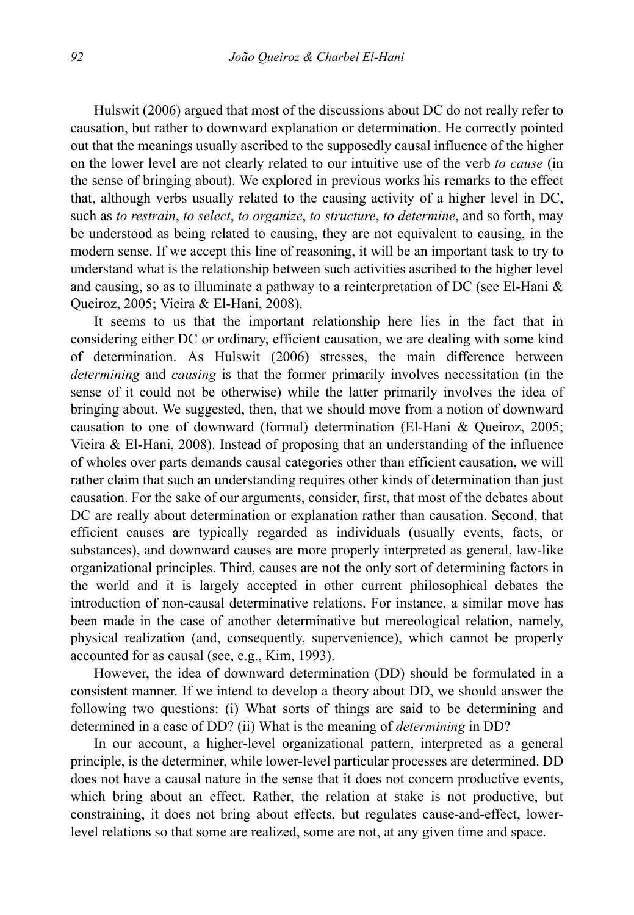Hulswit (2006) argued that most of the discussions about DC do not really refer to causation, but rather to downward explanation or determination. He correctly pointed out that the meanings usually ascribed to the supposedly causal influence of the higher on the lower level are not clearly related to our intuitive use of the verb *to cause* (in the sense of bringing about). We explored in previous works his remarks to the effect that, although verbs usually related to the causing activity of a higher level in DC, such as *to restrain*, *to select*, *to organize*, *to structure*, *to determine*, and so forth, may be understood as being related to causing, they are not equivalent to causing, in the modern sense. If we accept this line of reasoning, it will be an important task to try to understand what is the relationship between such activities ascribed to the higher level and causing, so as to illuminate a pathway to a reinterpretation of DC (see El-Hani & Queiroz, 2005; Vieira & El-Hani, 2008).

It seems to us that the important relationship here lies in the fact that in considering either DC or ordinary, efficient causation, we are dealing with some kind of determination. As Hulswit (2006) stresses, the main difference between *determining* and *causing* is that the former primarily involves necessitation (in the sense of it could not be otherwise) while the latter primarily involves the idea of bringing about. We suggested, then, that we should move from a notion of downward causation to one of downward (formal) determination (El-Hani & Queiroz, 2005; Vieira & El-Hani, 2008). Instead of proposing that an understanding of the influence of wholes over parts demands causal categories other than efficient causation, we will rather claim that such an understanding requires other kinds of determination than just causation. For the sake of our arguments, consider, first, that most of the debates about DC are really about determination or explanation rather than causation. Second, that efficient causes are typically regarded as individuals (usually events, facts, or substances), and downward causes are more properly interpreted as general, law-like organizational principles. Third, causes are not the only sort of determining factors in the world and it is largely accepted in other current philosophical debates the introduction of non-causal determinative relations. For instance, a similar move has been made in the case of another determinative but mereological relation, namely, physical realization (and, consequently, supervenience), which cannot be properly accounted for as causal (see, e.g., Kim, 1993).

However, the idea of downward determination (DD) should be formulated in a consistent manner. If we intend to develop a theory about DD, we should answer the following two questions: (i) What sorts of things are said to be determining and determined in a case of DD? (ii) What is the meaning of *determining* in DD?

In our account, a higher-level organizational pattern, interpreted as a general principle, is the determiner, while lower-level particular processes are determined. DD does not have a causal nature in the sense that it does not concern productive events, which bring about an effect. Rather, the relation at stake is not productive, but constraining, it does not bring about effects, but regulates cause-and-effect, lower-level relations so that some are realized, some are not, at any given time and space.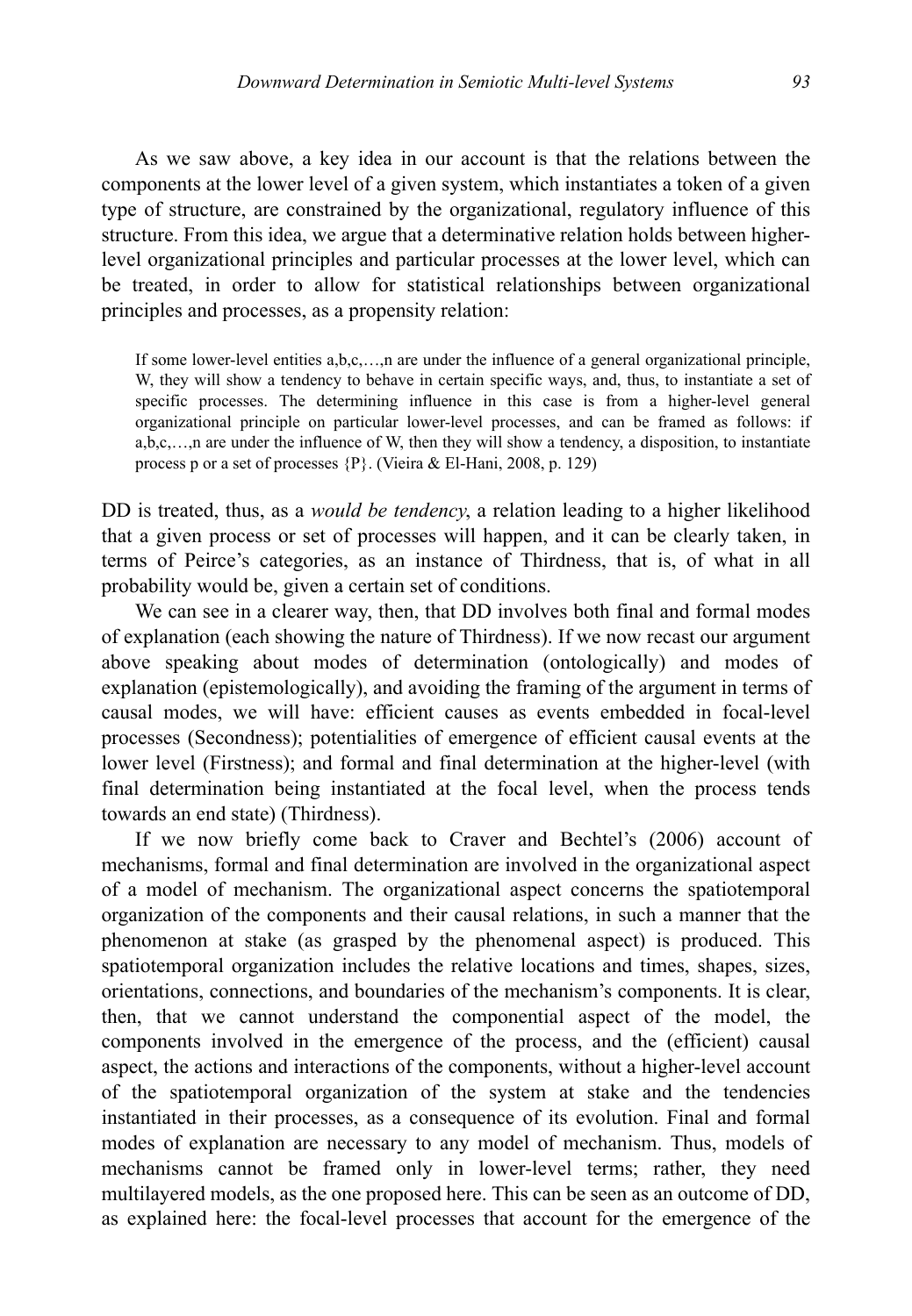As we saw above, a key idea in our account is that the relations between the components at the lower level of a given system, which instantiates a token of a given type of structure, are constrained by the organizational, regulatory influence of this structure. From this idea, we argue that a determinative relation holds between higher-level organizational principles and particular processes at the lower level, which can be treated, in order to allow for statistical relationships between organizational principles and processes, as a propensity relation:

> If some lower-level entities a,b,c,…,n are under the influence of a general organizational principle, W, they will show a tendency to behave in certain specific ways, and, thus, to instantiate a set of specific processes. The determining influence in this case is from a higher-level general organizational principle on particular lower-level processes, and can be framed as follows: if a,b,c,…,n are under the influence of W, then they will show a tendency, a disposition, to instantiate process p or a set of processes {P}. (Vieira & El-Hani, 2008, p. 129)

DD is treated, thus, as a *would be tendency*, a relation leading to a higher likelihood that a given process or set of processes will happen, and it can be clearly taken, in terms of Peirce's categories, as an instance of Thirdness, that is, of what in all probability would be, given a certain set of conditions.

We can see in a clearer way, then, that DD involves both final and formal modes of explanation (each showing the nature of Thirdness). If we now recast our argument above speaking about modes of determination (ontologically) and modes of explanation (epistemologically), and avoiding the framing of the argument in terms of causal modes, we will have: efficient causes as events embedded in focal-level processes (Secondness); potentialities of emergence of efficient causal events at the lower level (Firstness); and formal and final determination at the higher-level (with final determination being instantiated at the focal level, when the process tends towards an end state) (Thirdness).

If we now briefly come back to Craver and Bechtel's (2006) account of mechanisms, formal and final determination are involved in the organizational aspect of a model of mechanism. The organizational aspect concerns the spatiotemporal organization of the components and their causal relations, in such a manner that the phenomenon at stake (as grasped by the phenomenal aspect) is produced. This spatiotemporal organization includes the relative locations and times, shapes, sizes, orientations, connections, and boundaries of the mechanism's components. It is clear, then, that we cannot understand the componential aspect of the model, the components involved in the emergence of the process, and the (efficient) causal aspect, the actions and interactions of the components, without a higher-level account of the spatiotemporal organization of the system at stake and the tendencies instantiated in their processes, as a consequence of its evolution. Final and formal modes of explanation are necessary to any model of mechanism. Thus, models of mechanisms cannot be framed only in lower-level terms; rather, they need multilayered models, as the one proposed here. This can be seen as an outcome of DD, as explained here: the focal-level processes that account for the emergence of the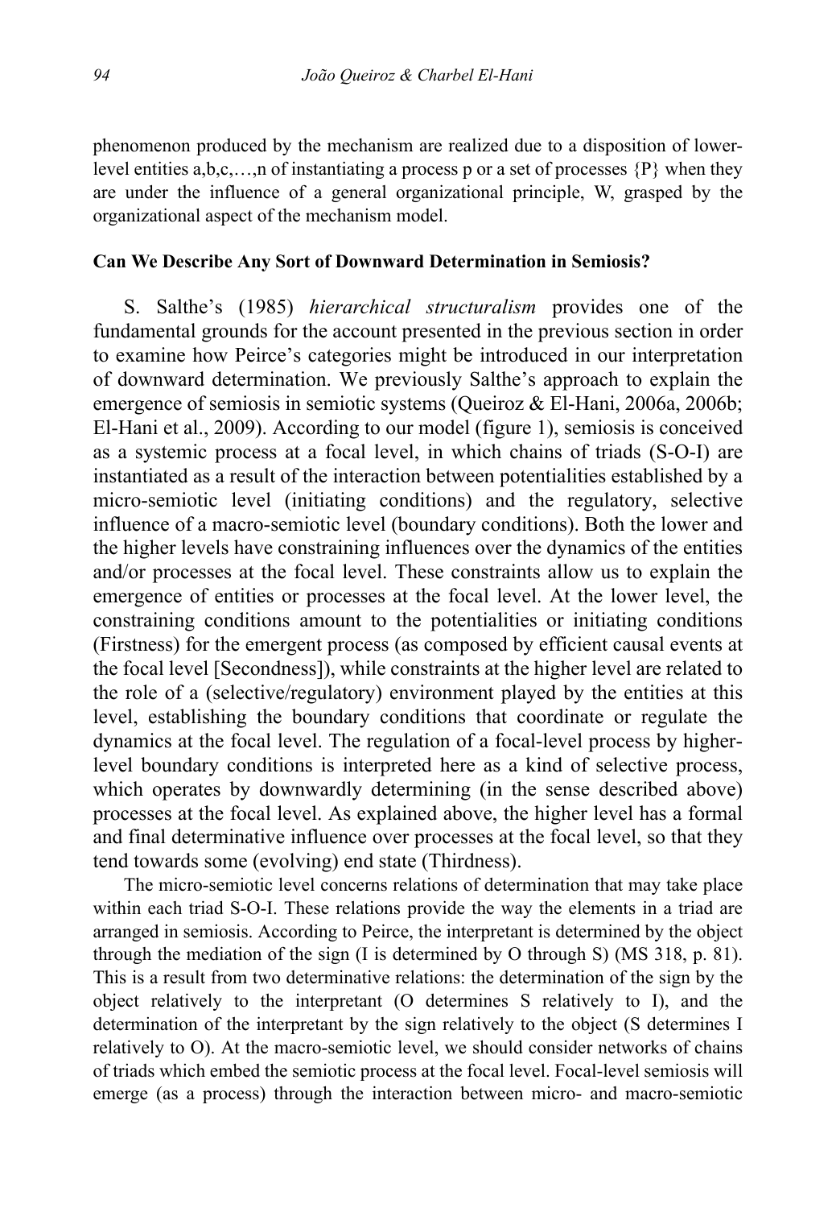phenomenon produced by the mechanism are realized due to a disposition of lower-level entities a,b,c,…,n of instantiating a process p or a set of processes {P} when they are under the influence of a general organizational principle, W, grasped by the organizational aspect of the mechanism model.

**Can We Describe Any Sort of Downward Determination in Semiosis?**

S. Salthe's (1985) *hierarchical structuralism* provides one of the fundamental grounds for the account presented in the previous section in order to examine how Peirce's categories might be introduced in our interpretation of downward determination. We previously Salthe's approach to explain the emergence of semiosis in semiotic systems (Queiroz & El-Hani, 2006a, 2006b; El-Hani et al., 2009). According to our model (figure 1), semiosis is conceived as a systemic process at a focal level, in which chains of triads (S-O-I) are instantiated as a result of the interaction between potentialities established by a micro-semiotic level (initiating conditions) and the regulatory, selective influence of a macro-semiotic level (boundary conditions). Both the lower and the higher levels have constraining influences over the dynamics of the entities and/or processes at the focal level. These constraints allow us to explain the emergence of entities or processes at the focal level. At the lower level, the constraining conditions amount to the potentialities or initiating conditions (Firstness) for the emergent process (as composed by efficient causal events at the focal level [Secondness]), while constraints at the higher level are related to the role of a (selective/regulatory) environment played by the entities at this level, establishing the boundary conditions that coordinate or regulate the dynamics at the focal level. The regulation of a focal-level process by higher-level boundary conditions is interpreted here as a kind of selective process, which operates by downwardly determining (in the sense described above) processes at the focal level. As explained above, the higher level has a formal and final determinative influence over processes at the focal level, so that they tend towards some (evolving) end state (Thirdness).

The micro-semiotic level concerns relations of determination that may take place within each triad S-O-I. These relations provide the way the elements in a triad are arranged in semiosis. According to Peirce, the interpretant is determined by the object through the mediation of the sign (I is determined by O through S) (MS 318, p. 81). This is a result from two determinative relations: the determination of the sign by the object relatively to the interpretant (O determines S relatively to I), and the determination of the interpretant by the sign relatively to the object (S determines I relatively to O). At the macro-semiotic level, we should consider networks of chains of triads which embed the semiotic process at the focal level. Focal-level semiosis will emerge (as a process) through the interaction between micro- and macro-semiotic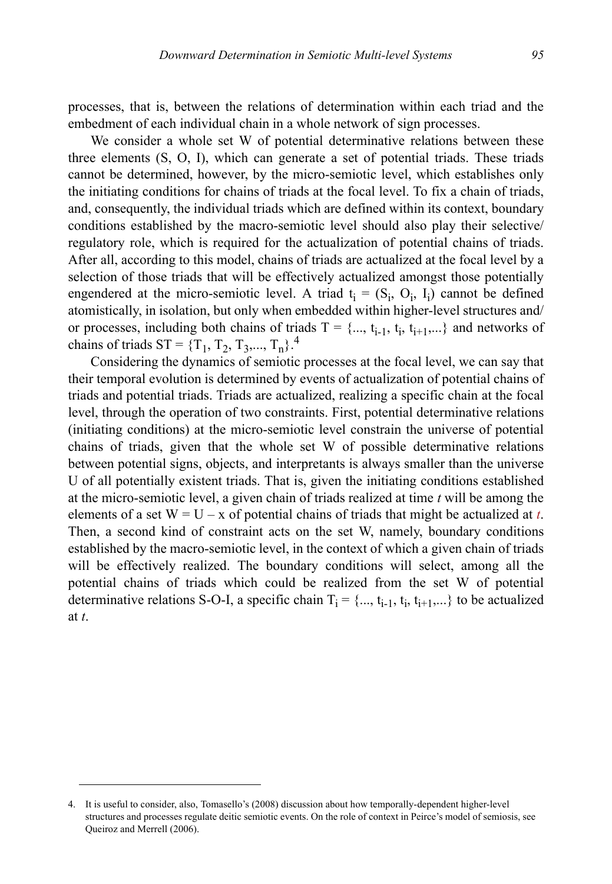processes, that is, between the relations of determination within each triad and the embedment of each individual chain in a whole network of sign processes.

We consider a whole set W of potential determinative relations between these three elements (S, O, I), which can generate a set of potential triads. These triads cannot be determined, however, by the micro-semiotic level, which establishes only the initiating conditions for chains of triads at the focal level. To fix a chain of triads, and, consequently, the individual triads which are defined within its context, boundary conditions established by the macro-semiotic level should also play their selective/regulatory role, which is required for the actualization of potential chains of triads. After all, according to this model, chains of triads are actualized at the focal level by a selection of those triads that will be effectively actualized amongst those potentially engendered at the micro-semiotic level. A triad $t_i = (S_i, O_i, I_i)$ cannot be defined atomistically, in isolation, but only when embedded within higher-level structures and/or processes, including both chains of triads $T = \{..., t_{i-1}, t_i, t_{i+1},...\}$ and networks of chains of triads $ST = \{T_1, T_2, T_3,..., T_n\}$.[4]

Considering the dynamics of semiotic processes at the focal level, we can say that their temporal evolution is determined by events of actualization of potential chains of triads and potential triads. Triads are actualized, realizing a specific chain at the focal level, through the operation of two constraints. First, potential determinative relations (initiating conditions) at the micro-semiotic level constrain the universe of potential chains of triads, given that the whole set W of possible determinative relations between potential signs, objects, and interpretants is always smaller than the universe U of all potentially existent triads. That is, given the initiating conditions established at the micro-semiotic level, a given chain of triads realized at time *t* will be among the elements of a set W = U – x of potential chains of triads that might be actualized at *t*. Then, a second kind of constraint acts on the set W, namely, boundary conditions established by the macro-semiotic level, in the context of which a given chain of triads will be effectively realized. The boundary conditions will select, among all the potential chains of triads which could be realized from the set W of potential determinative relations S-O-I, a specific chain $T_i = \{..., t_{i-1}, t_i, t_{i+1},...\}$ to be actualized at *t*.

4. It is useful to consider, also, Tomasello's (2008) discussion about how temporally-dependent higher-level structures and processes regulate deitic semiotic events. On the role of context in Peirce's model of semiosis, see Queiroz and Merrell (2006).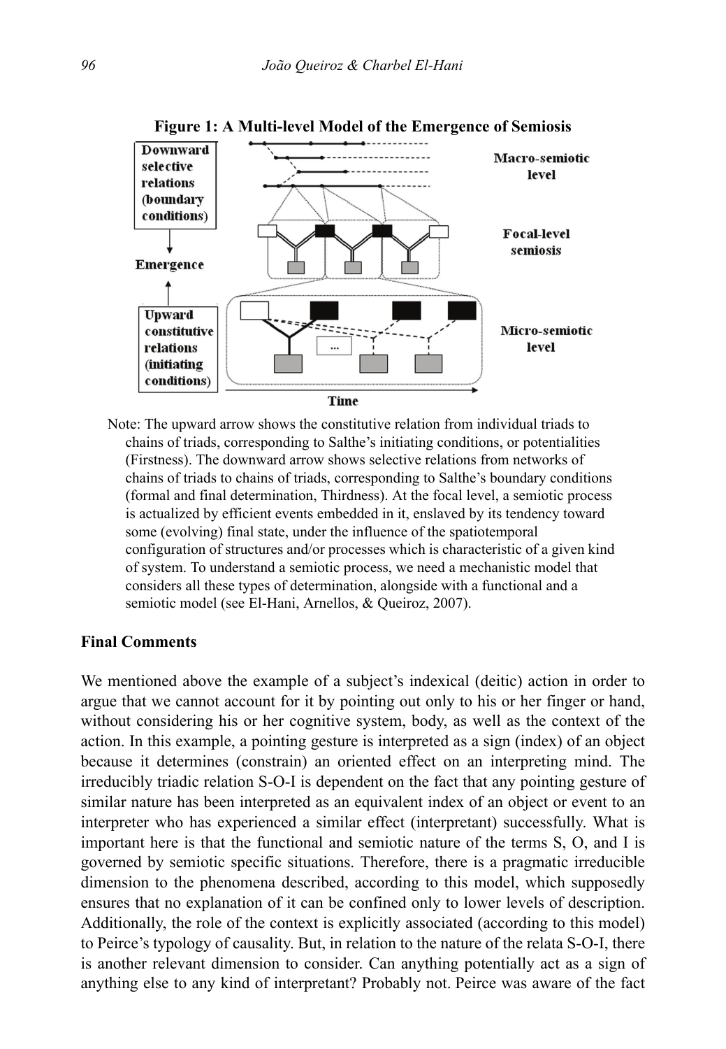**Figure 1: A Multi-level Model of the Emergence of Semiosis**

Note: The upward arrow shows the constitutive relation from individual triads to chains of triads, corresponding to Salthe's initiating conditions, or potentialities (Firstness). The downward arrow shows selective relations from networks of chains of triads to chains of triads, corresponding to Salthe's boundary conditions (formal and final determination, Thirdness). At the focal level, a semiotic process is actualized by efficient events embedded in it, enslaved by its tendency toward some (evolving) final state, under the influence of the spatiotemporal configuration of structures and/or processes which is characteristic of a given kind of system. To understand a semiotic process, we need a mechanistic model that considers all these types of determination, alongside with a functional and a semiotic model (see El-Hani, Arnellos, & Queiroz, 2007).

### Final Comments

We mentioned above the example of a subject's indexical (deitic) action in order to argue that we cannot account for it by pointing out only to his or her finger or hand, without considering his or her cognitive system, body, as well as the context of the action. In this example, a pointing gesture is interpreted as a sign (index) of an object because it determines (constrain) an oriented effect on an interpreting mind. The irreducibly triadic relation S-O-I is dependent on the fact that any pointing gesture of similar nature has been interpreted as an equivalent index of an object or event to an interpreter who has experienced a similar effect (interpretant) successfully. What is important here is that the functional and semiotic nature of the terms S, O, and I is governed by semiotic specific situations. Therefore, there is a pragmatic irreducible dimension to the phenomena described, according to this model, which supposedly ensures that no explanation of it can be confined only to lower levels of description. Additionally, the role of the context is explicitly associated (according to this model) to Peirce's typology of causality. But, in relation to the nature of the relata S-O-I, there is another relevant dimension to consider. Can anything potentially act as a sign of anything else to any kind of interpretant? Probably not. Peirce was aware of the fact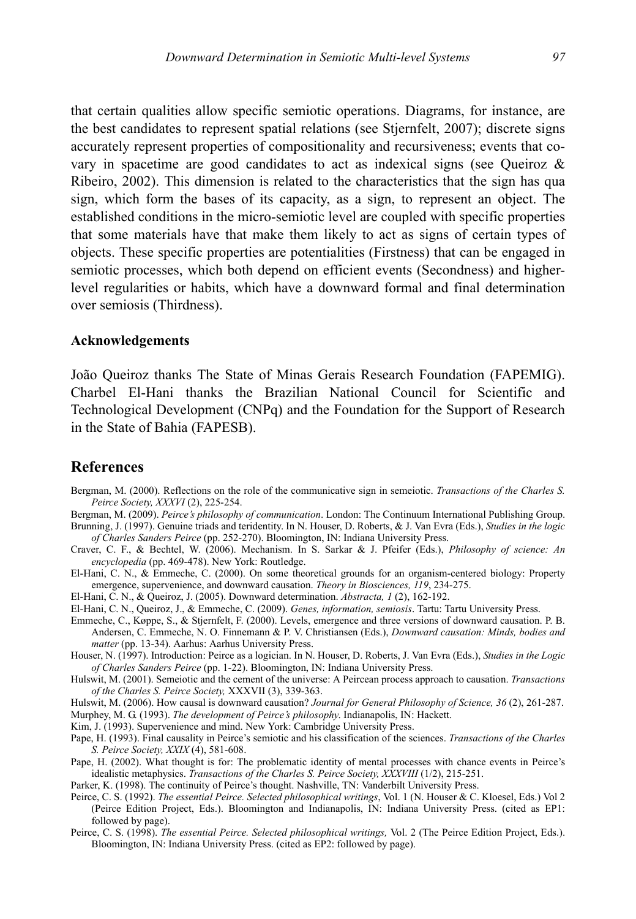that certain qualities allow specific semiotic operations. Diagrams, for instance, are the best candidates to represent spatial relations (see Stjernfelt, 2007); discrete signs accurately represent properties of compositionality and recursiveness; events that co-vary in spacetime are good candidates to act as indexical signs (see Queiroz & Ribeiro, 2002). This dimension is related to the characteristics that the sign has qua sign, which form the bases of its capacity, as a sign, to represent an object. The established conditions in the micro-semiotic level are coupled with specific properties that some materials have that make them likely to act as signs of certain types of objects. These specific properties are potentialities (Firstness) that can be engaged in semiotic processes, which both depend on efficient events (Secondness) and higher-level regularities or habits, which have a downward formal and final determination over semiosis (Thirdness).

### Acknowledgements

João Queiroz thanks The State of Minas Gerais Research Foundation (FAPEMIG). Charbel El-Hani thanks the Brazilian National Council for Scientific and Technological Development (CNPq) and the Foundation for the Support of Research in the State of Bahia (FAPESB).

## References

Bergman, M. (2000). Reflections on the role of the communicative sign in semeiotic. *Transactions of the Charles S. Peirce Society, XXXVI* (2), 225-254.

Bergman, M. (2009). *Peirce's philosophy of communication*. London: The Continuum International Publishing Group.

Brunning, J. (1997). Genuine triads and teridentity. In N. Houser, D. Roberts, & J. Van Evra (Eds.), *Studies in the logic of Charles Sanders Peirce* (pp. 252-270). Bloomington, IN: Indiana University Press.

Craver, C. F., & Bechtel, W. (2006). Mechanism. In S. Sarkar & J. Pfeifer (Eds.), *Philosophy of science: An encyclopedia* (pp. 469-478). New York: Routledge.

El-Hani, C. N., & Emmeche, C. (2000). On some theoretical grounds for an organism-centered biology: Property emergence, supervenience, and downward causation. *Theory in Biosciences, 119*, 234-275.

El-Hani, C. N., & Queiroz, J. (2005). Downward determination. *Abstracta, 1* (2), 162-192.

El-Hani, C. N., Queiroz, J., & Emmeche, C. (2009). *Genes, information, semiosis*. Tartu: Tartu University Press.

Emmeche, C., Køppe, S., & Stjernfelt, F. (2000). Levels, emergence and three versions of downward causation. P. B. Andersen, C. Emmeche, N. O. Finnemann & P. V. Christiansen (Eds.), *Downward causation: Minds, bodies and matter* (pp. 13-34). Aarhus: Aarhus University Press.

Houser, N. (1997). Introduction: Peirce as a logician. In N. Houser, D. Roberts, J. Van Evra (Eds.), *Studies in the Logic of Charles Sanders Peirce* (pp. 1-22). Bloomington, IN: Indiana University Press.

Hulswit, M. (2001). Semeiotic and the cement of the universe: A Peircean process approach to causation. *Transactions of the Charles S. Peirce Society,* XXXVII (3), 339-363.

Hulswit, M. (2006). How causal is downward causation? *Journal for General Philosophy of Science, 36* (2), 261-287.

Murphey, M. G. (1993). *The development of Peirce's philosophy*. Indianapolis, IN: Hackett.

Kim, J. (1993). Supervenience and mind. New York: Cambridge University Press.

Pape, H. (1993). Final causality in Peirce's semiotic and his classification of the sciences. *Transactions of the Charles S. Peirce Society, XXIX* (4), 581-608.

Pape, H. (2002). What thought is for: The problematic identity of mental processes with chance events in Peirce's idealistic metaphysics. *Transactions of the Charles S. Peirce Society, XXXVIII* (1/2), 215-251.

Parker, K. (1998). The continuity of Peirce's thought. Nashville, TN: Vanderbilt University Press.

Peirce, C. S. (1992). *The essential Peirce. Selected philosophical writings*, Vol. 1 (N. Houser & C. Kloesel, Eds.) Vol 2 (Peirce Edition Project, Eds.). Bloomington and Indianapolis, IN: Indiana University Press. (cited as EP1: followed by page).

Peirce, C. S. (1998). *The essential Peirce. Selected philosophical writings,* Vol. 2 (The Peirce Edition Project, Eds.). Bloomington, IN: Indiana University Press. (cited as EP2: followed by page).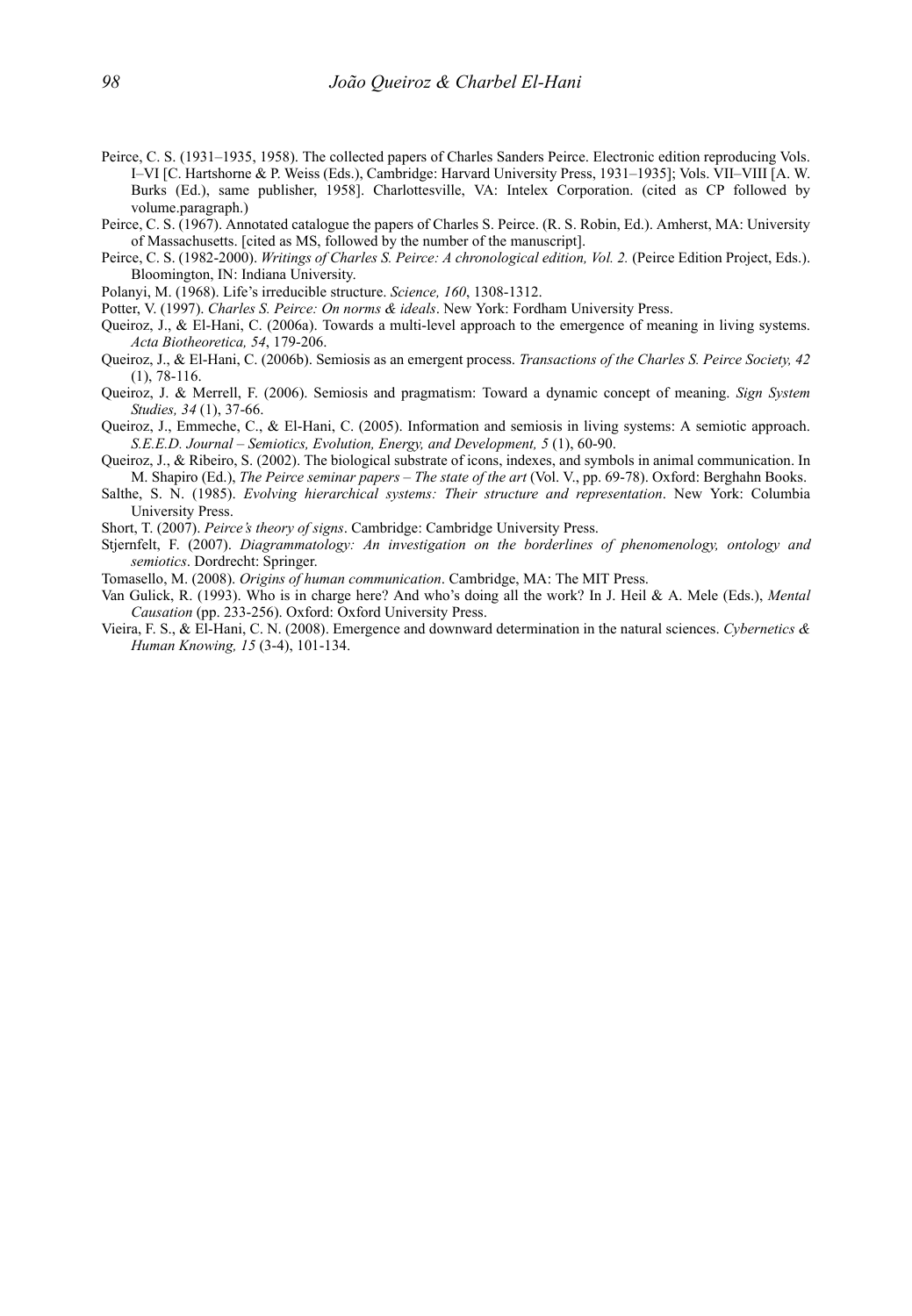Peirce, C. S. (1931–1935, 1958). The collected papers of Charles Sanders Peirce. Electronic edition reproducing Vols. I–VI [C. Hartshorne & P. Weiss (Eds.), Cambridge: Harvard University Press, 1931–1935]; Vols. VII–VIII [A. W. Burks (Ed.), same publisher, 1958]. Charlottesville, VA: Intelex Corporation. (cited as CP followed by volume.paragraph.)

Peirce, C. S. (1967). Annotated catalogue the papers of Charles S. Peirce. (R. S. Robin, Ed.). Amherst, MA: University of Massachusetts. [cited as MS, followed by the number of the manuscript].

Peirce, C. S. (1982-2000). *Writings of Charles S. Peirce: A chronological edition, Vol. 2.* (Peirce Edition Project, Eds.). Bloomington, IN: Indiana University.

Polanyi, M. (1968). Life's irreducible structure. *Science, 160*, 1308-1312.

Potter, V. (1997). *Charles S. Peirce: On norms & ideals*. New York: Fordham University Press.

Queiroz, J., & El-Hani, C. (2006a). Towards a multi-level approach to the emergence of meaning in living systems. *Acta Biotheoretica, 54*, 179-206.

Queiroz, J., & El-Hani, C. (2006b). Semiosis as an emergent process. *Transactions of the Charles S. Peirce Society, 42* (1), 78-116.

Queiroz, J. & Merrell, F. (2006). Semiosis and pragmatism: Toward a dynamic concept of meaning. *Sign System Studies, 34* (1), 37-66.

Queiroz, J., Emmeche, C., & El-Hani, C. (2005). Information and semiosis in living systems: A semiotic approach. *S.E.E.D. Journal – Semiotics, Evolution, Energy, and Development, 5* (1), 60-90.

Queiroz, J., & Ribeiro, S. (2002). The biological substrate of icons, indexes, and symbols in animal communication. In M. Shapiro (Ed.), *The Peirce seminar papers – The state of the art* (Vol. V., pp. 69-78). Oxford: Berghahn Books.

Salthe, S. N. (1985). *Evolving hierarchical systems: Their structure and representation*. New York: Columbia University Press.

Short, T. (2007). *Peirce's theory of signs*. Cambridge: Cambridge University Press.

Stjernfelt, F. (2007). *Diagrammatology: An investigation on the borderlines of phenomenology, ontology and semiotics*. Dordrecht: Springer.

Tomasello, M. (2008). *Origins of human communication*. Cambridge, MA: The MIT Press.

Van Gulick, R. (1993). Who is in charge here? And who's doing all the work? In J. Heil & A. Mele (Eds.), *Mental Causation* (pp. 233-256). Oxford: Oxford University Press.

Vieira, F. S., & El-Hani, C. N. (2008). Emergence and downward determination in the natural sciences. *Cybernetics & Human Knowing, 15* (3-4), 101-134.